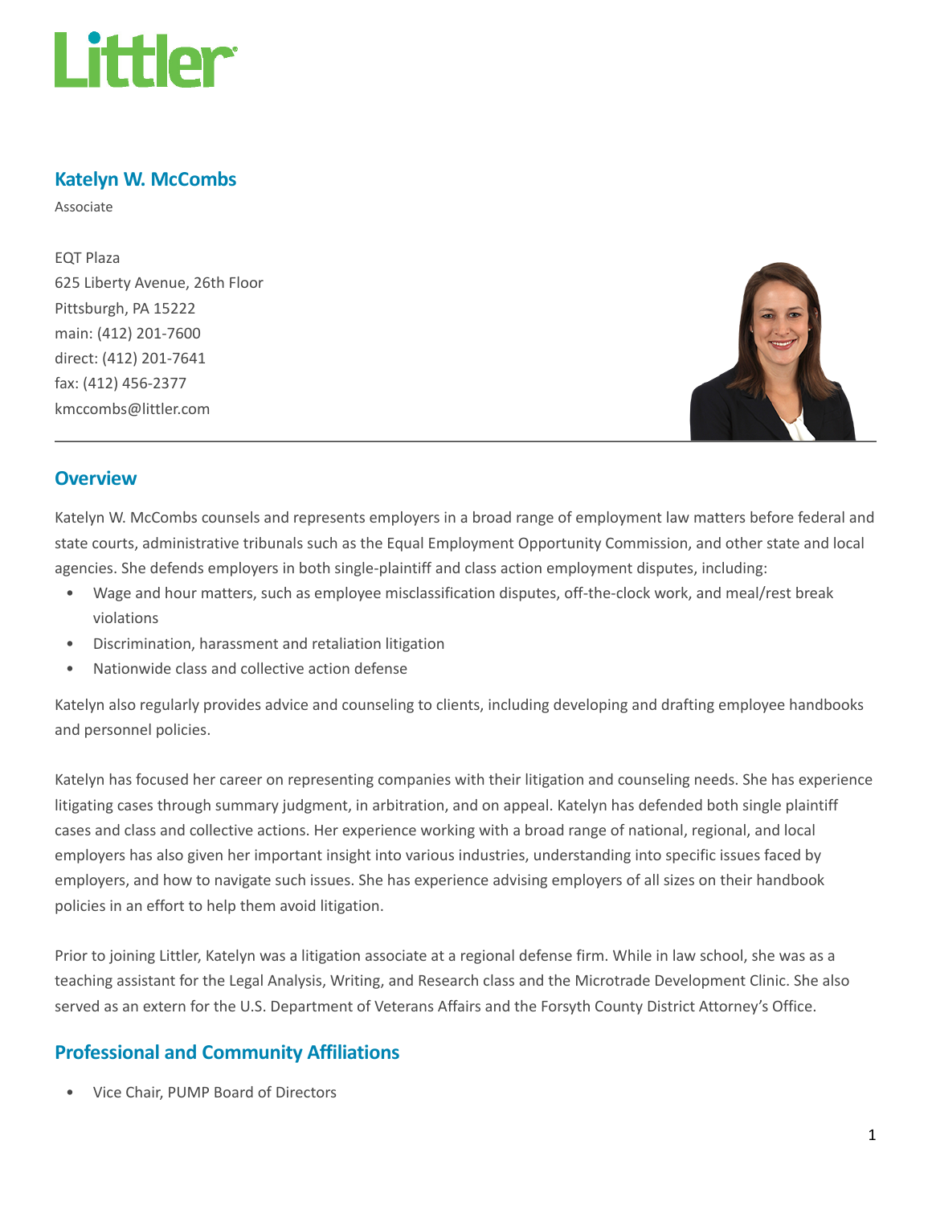# Littler

## Katelyn W. McCombs

Associate

EQT Plaza
625 Liberty Avenue, 26th Floor
Pittsburgh, PA 15222
main: (412) 201-7600
direct: (412) 201-7641
fax: (412) 456-2377
kmccombs@littler.com

## Overview

Katelyn W. McCombs counsels and represents employers in a broad range of employment law matters before federal and state courts, administrative tribunals such as the Equal Employment Opportunity Commission, and other state and local agencies. She defends employers in both single-plaintiff and class action employment disputes, including:

- Wage and hour matters, such as employee misclassification disputes, off-the-clock work, and meal/rest break violations
- Discrimination, harassment and retaliation litigation
- Nationwide class and collective action defense

Katelyn also regularly provides advice and counseling to clients, including developing and drafting employee handbooks and personnel policies.

Katelyn has focused her career on representing companies with their litigation and counseling needs. She has experience litigating cases through summary judgment, in arbitration, and on appeal. Katelyn has defended both single plaintiff cases and class and collective actions. Her experience working with a broad range of national, regional, and local employers has also given her important insight into various industries, understanding into specific issues faced by employers, and how to navigate such issues. She has experience advising employers of all sizes on their handbook policies in an effort to help them avoid litigation.

Prior to joining Littler, Katelyn was a litigation associate at a regional defense firm. While in law school, she was as a teaching assistant for the Legal Analysis, Writing, and Research class and the Microtrade Development Clinic. She also served as an extern for the U.S. Department of Veterans Affairs and the Forsyth County District Attorney's Office.

## Professional and Community Affiliations

- Vice Chair, PUMP Board of Directors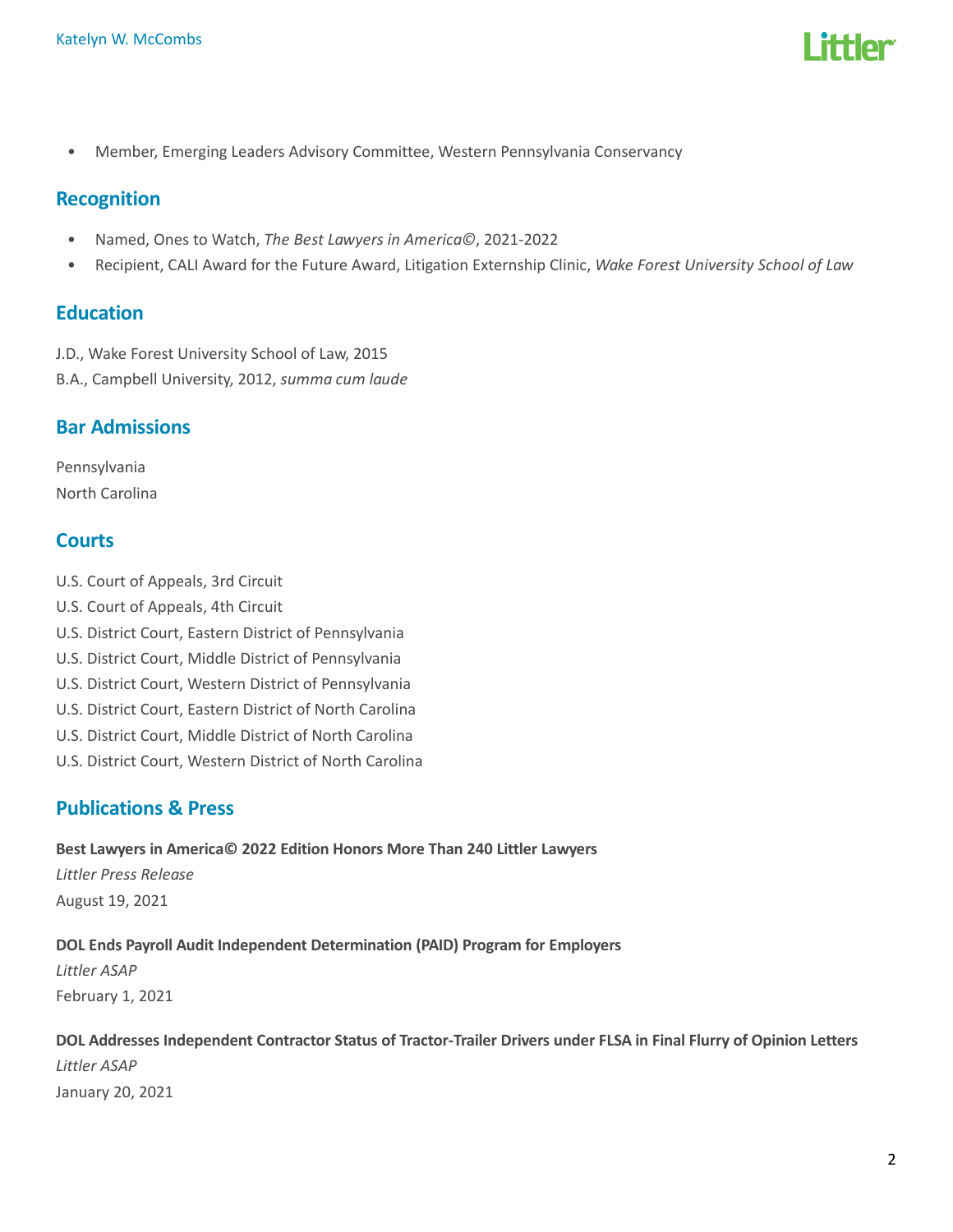- Member, Emerging Leaders Advisory Committee, Western Pennsylvania Conservancy

## Recognition

- Named, Ones to Watch, *The Best Lawyers in America©*, 2021-2022
- Recipient, CALI Award for the Future Award, Litigation Externship Clinic, *Wake Forest University School of Law*

## Education

J.D., Wake Forest University School of Law, 2015

B.A., Campbell University, 2012, *summa cum laude*

## Bar Admissions

Pennsylvania

North Carolina

## Courts

U.S. Court of Appeals, 3rd Circuit

U.S. Court of Appeals, 4th Circuit

U.S. District Court, Eastern District of Pennsylvania

U.S. District Court, Middle District of Pennsylvania

U.S. District Court, Western District of Pennsylvania

U.S. District Court, Eastern District of North Carolina

U.S. District Court, Middle District of North Carolina

U.S. District Court, Western District of North Carolina

## Publications & Press

**Best Lawyers in America© 2022 Edition Honors More Than 240 Littler Lawyers**

*Littler Press Release*

August 19, 2021

**DOL Ends Payroll Audit Independent Determination (PAID) Program for Employers**

*Littler ASAP*

February 1, 2021

**DOL Addresses Independent Contractor Status of Tractor-Trailer Drivers under FLSA in Final Flurry of Opinion Letters**

*Littler ASAP*

January 20, 2021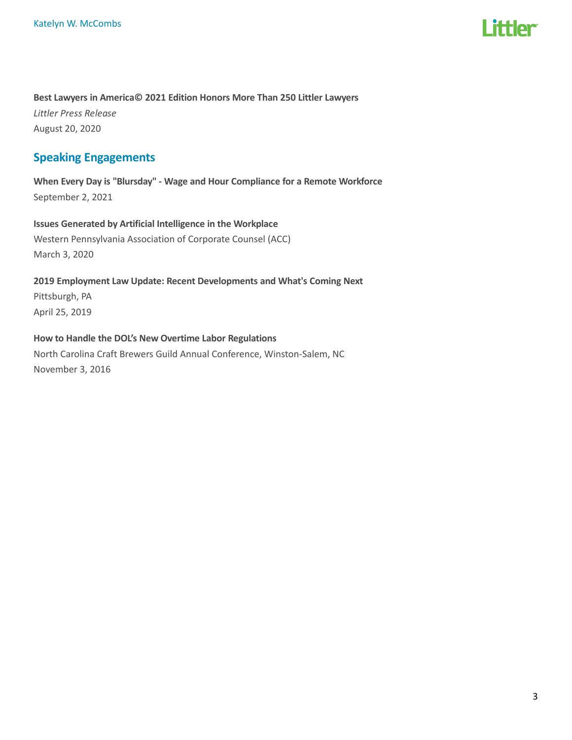**Best Lawyers in America© 2021 Edition Honors More Than 250 Littler Lawyers**
*Littler Press Release*
August 20, 2020

## Speaking Engagements

**When Every Day is "Blursday" - Wage and Hour Compliance for a Remote Workforce**
September 2, 2021

**Issues Generated by Artificial Intelligence in the Workplace**
Western Pennsylvania Association of Corporate Counsel (ACC)
March 3, 2020

**2019 Employment Law Update: Recent Developments and What's Coming Next**
Pittsburgh, PA
April 25, 2019

**How to Handle the DOL's New Overtime Labor Regulations**
North Carolina Craft Brewers Guild Annual Conference, Winston-Salem, NC
November 3, 2016